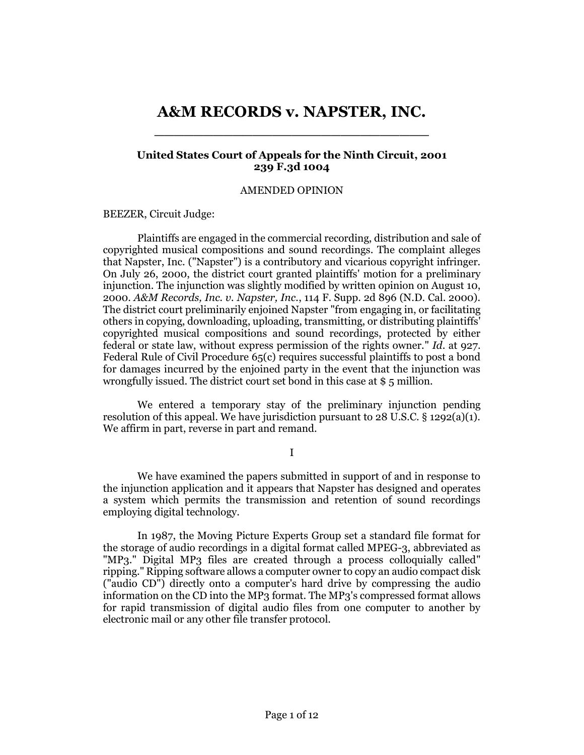# A&M RECORDS v. NAPSTER, INC.

**United States Court of Appeals for the Ninth Circuit, 2001**
**239 F.3d 1004**

AMENDED OPINION

BEEZER, Circuit Judge:

Plaintiffs are engaged in the commercial recording, distribution and sale of copyrighted musical compositions and sound recordings. The complaint alleges that Napster, Inc. ("Napster") is a contributory and vicarious copyright infringer. On July 26, 2000, the district court granted plaintiffs' motion for a preliminary injunction. The injunction was slightly modified by written opinion on August 10, 2000. *A&M Records, Inc. v. Napster, Inc.*, 114 F. Supp. 2d 896 (N.D. Cal. 2000). The district court preliminarily enjoined Napster "from engaging in, or facilitating others in copying, downloading, uploading, transmitting, or distributing plaintiffs' copyrighted musical compositions and sound recordings, protected by either federal or state law, without express permission of the rights owner." *Id.* at 927. Federal Rule of Civil Procedure 65(c) requires successful plaintiffs to post a bond for damages incurred by the enjoined party in the event that the injunction was wrongfully issued. The district court set bond in this case at $ 5 million.

We entered a temporary stay of the preliminary injunction pending resolution of this appeal. We have jurisdiction pursuant to 28 U.S.C. § 1292(a)(1). We affirm in part, reverse in part and remand.

I

We have examined the papers submitted in support of and in response to the injunction application and it appears that Napster has designed and operates a system which permits the transmission and retention of sound recordings employing digital technology.

In 1987, the Moving Picture Experts Group set a standard file format for the storage of audio recordings in a digital format called MPEG-3, abbreviated as "MP3." Digital MP3 files are created through a process colloquially called" ripping." Ripping software allows a computer owner to copy an audio compact disk ("audio CD") directly onto a computer's hard drive by compressing the audio information on the CD into the MP3 format. The MP3's compressed format allows for rapid transmission of digital audio files from one computer to another by electronic mail or any other file transfer protocol.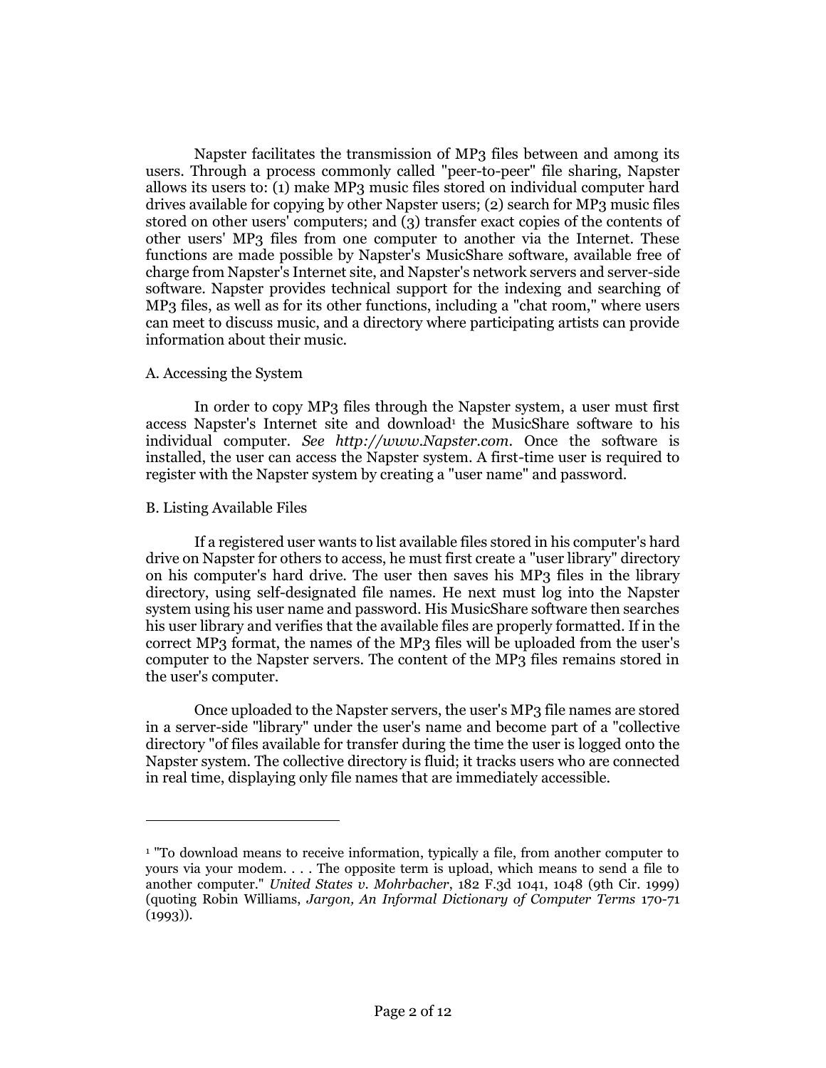Napster facilitates the transmission of MP3 files between and among its users. Through a process commonly called "peer-to-peer" file sharing, Napster allows its users to: (1) make MP3 music files stored on individual computer hard drives available for copying by other Napster users; (2) search for MP3 music files stored on other users' computers; and (3) transfer exact copies of the contents of other users' MP3 files from one computer to another via the Internet. These functions are made possible by Napster's MusicShare software, available free of charge from Napster's Internet site, and Napster's network servers and server-side software. Napster provides technical support for the indexing and searching of MP3 files, as well as for its other functions, including a "chat room," where users can meet to discuss music, and a directory where participating artists can provide information about their music.

A. Accessing the System

In order to copy MP3 files through the Napster system, a user must first access Napster's Internet site and download[1] the MusicShare software to his individual computer. *See http://www.Napster.com*. Once the software is installed, the user can access the Napster system. A first-time user is required to register with the Napster system by creating a "user name" and password.

B. Listing Available Files

If a registered user wants to list available files stored in his computer's hard drive on Napster for others to access, he must first create a "user library" directory on his computer's hard drive. The user then saves his MP3 files in the library directory, using self-designated file names. He next must log into the Napster system using his user name and password. His MusicShare software then searches his user library and verifies that the available files are properly formatted. If in the correct MP3 format, the names of the MP3 files will be uploaded from the user's computer to the Napster servers. The content of the MP3 files remains stored in the user's computer.

Once uploaded to the Napster servers, the user's MP3 file names are stored in a server-side "library" under the user's name and become part of a "collective directory "of files available for transfer during the time the user is logged onto the Napster system. The collective directory is fluid; it tracks users who are connected in real time, displaying only file names that are immediately accessible.

---

[1] "To download means to receive information, typically a file, from another computer to yours via your modem. . . . The opposite term is upload, which means to send a file to another computer." *United States v. Mohrbacher*, 182 F.3d 1041, 1048 (9th Cir. 1999) (quoting Robin Williams, *Jargon, An Informal Dictionary of Computer Terms* 170-71 (1993)).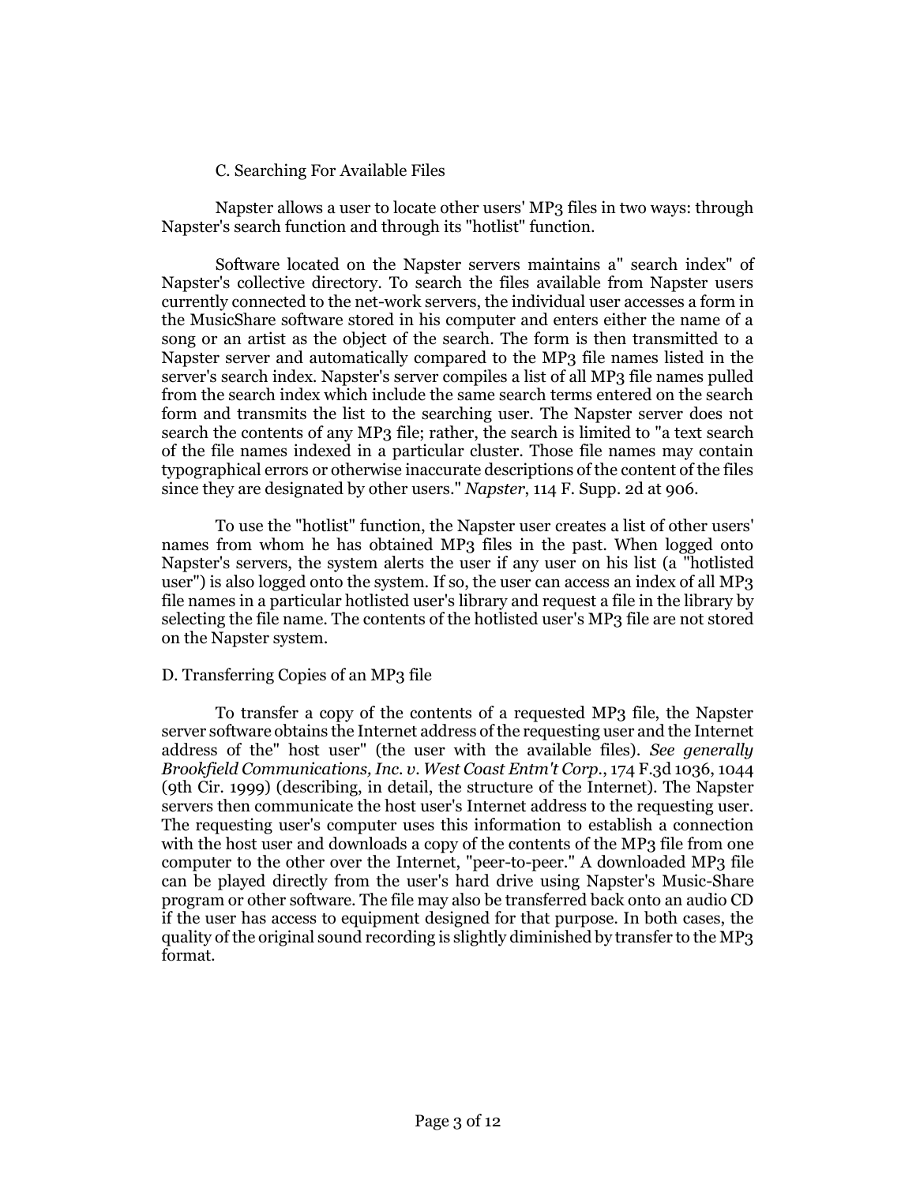### C. Searching For Available Files

Napster allows a user to locate other users' MP3 files in two ways: through Napster's search function and through its "hotlist" function.

Software located on the Napster servers maintains a" search index" of Napster's collective directory. To search the files available from Napster users currently connected to the net-work servers, the individual user accesses a form in the MusicShare software stored in his computer and enters either the name of a song or an artist as the object of the search. The form is then transmitted to a Napster server and automatically compared to the MP3 file names listed in the server's search index. Napster's server compiles a list of all MP3 file names pulled from the search index which include the same search terms entered on the search form and transmits the list to the searching user. The Napster server does not search the contents of any MP3 file; rather, the search is limited to "a text search of the file names indexed in a particular cluster. Those file names may contain typographical errors or otherwise inaccurate descriptions of the content of the files since they are designated by other users." *Napster*, 114 F. Supp. 2d at 906.

To use the "hotlist" function, the Napster user creates a list of other users' names from whom he has obtained MP3 files in the past. When logged onto Napster's servers, the system alerts the user if any user on his list (a "hotlisted user") is also logged onto the system. If so, the user can access an index of all MP3 file names in a particular hotlisted user's library and request a file in the library by selecting the file name. The contents of the hotlisted user's MP3 file are not stored on the Napster system.

### D. Transferring Copies of an MP3 file

To transfer a copy of the contents of a requested MP3 file, the Napster server software obtains the Internet address of the requesting user and the Internet address of the" host user" (the user with the available files). *See generally Brookfield Communications, Inc. v. West Coast Entm't Corp.*, 174 F.3d 1036, 1044 (9th Cir. 1999) (describing, in detail, the structure of the Internet). The Napster servers then communicate the host user's Internet address to the requesting user. The requesting user's computer uses this information to establish a connection with the host user and downloads a copy of the contents of the MP3 file from one computer to the other over the Internet, "peer-to-peer." A downloaded MP3 file can be played directly from the user's hard drive using Napster's Music-Share program or other software. The file may also be transferred back onto an audio CD if the user has access to equipment designed for that purpose. In both cases, the quality of the original sound recording is slightly diminished by transfer to the MP3 format.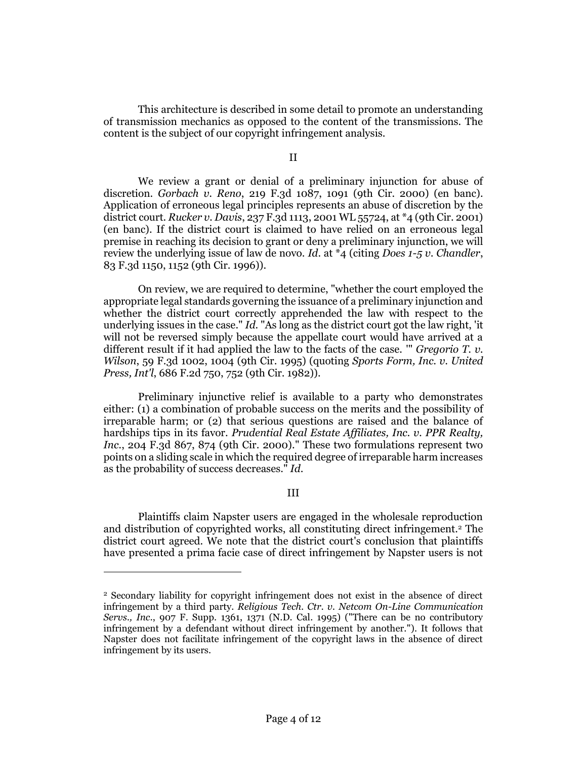This architecture is described in some detail to promote an understanding of transmission mechanics as opposed to the content of the transmissions. The content is the subject of our copyright infringement analysis.

II

We review a grant or denial of a preliminary injunction for abuse of discretion. *Gorbach v. Reno*, 219 F.3d 1087, 1091 (9th Cir. 2000) (en banc). Application of erroneous legal principles represents an abuse of discretion by the district court. *Rucker v. Davis*, 237 F.3d 1113, 2001 WL 55724, at *4 (9th Cir. 2001) (en banc). If the district court is claimed to have relied on an erroneous legal premise in reaching its decision to grant or deny a preliminary injunction, we will review the underlying issue of law de novo. *Id.* at *4 (citing *Does 1-5 v. Chandler*, 83 F.3d 1150, 1152 (9th Cir. 1996)).

On review, we are required to determine, "whether the court employed the appropriate legal standards governing the issuance of a preliminary injunction and whether the district court correctly apprehended the law with respect to the underlying issues in the case." *Id.* "As long as the district court got the law right, 'it will not be reversed simply because the appellate court would have arrived at a different result if it had applied the law to the facts of the case. '" *Gregorio T. v. Wilson*, 59 F.3d 1002, 1004 (9th Cir. 1995) (quoting *Sports Form, Inc. v. United Press, Int'l*, 686 F.2d 750, 752 (9th Cir. 1982)).

Preliminary injunctive relief is available to a party who demonstrates either: (1) a combination of probable success on the merits and the possibility of irreparable harm; or (2) that serious questions are raised and the balance of hardships tips in its favor. *Prudential Real Estate Affiliates, Inc. v. PPR Realty, Inc.*, 204 F.3d 867, 874 (9th Cir. 2000)." These two formulations represent two points on a sliding scale in which the required degree of irreparable harm increases as the probability of success decreases." *Id.*

III

Plaintiffs claim Napster users are engaged in the wholesale reproduction and distribution of copyrighted works, all constituting direct infringement.[2] The district court agreed. We note that the district court's conclusion that plaintiffs have presented a prima facie case of direct infringement by Napster users is not

---

[2] Secondary liability for copyright infringement does not exist in the absence of direct infringement by a third party. *Religious Tech. Ctr. v. Netcom On-Line Communication Servs., Inc.*, 907 F. Supp. 1361, 1371 (N.D. Cal. 1995) ("There can be no contributory infringement by a defendant without direct infringement by another."). It follows that Napster does not facilitate infringement of the copyright laws in the absence of direct infringement by its users.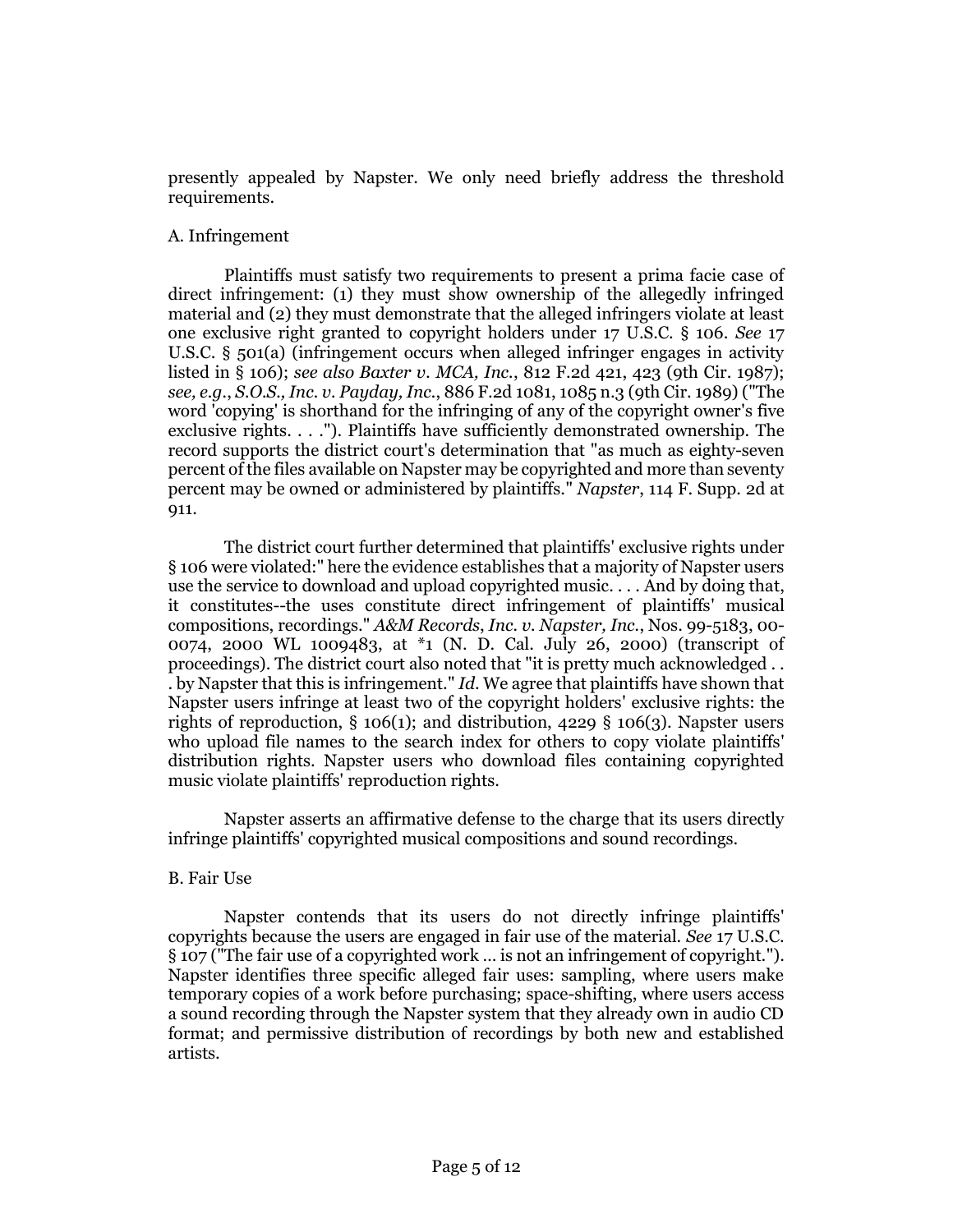presently appealed by Napster. We only need briefly address the threshold requirements.

A. Infringement

Plaintiffs must satisfy two requirements to present a prima facie case of direct infringement: (1) they must show ownership of the allegedly infringed material and (2) they must demonstrate that the alleged infringers violate at least one exclusive right granted to copyright holders under 17 U.S.C. § 106. *See* 17 U.S.C. § 501(a) (infringement occurs when alleged infringer engages in activity listed in § 106); *see also Baxter v. MCA, Inc.*, 812 F.2d 421, 423 (9th Cir. 1987); *see, e.g.*, *S.O.S., Inc. v. Payday, Inc.*, 886 F.2d 1081, 1085 n.3 (9th Cir. 1989) ("The word 'copying' is shorthand for the infringing of any of the copyright owner's five exclusive rights. . . ."). Plaintiffs have sufficiently demonstrated ownership. The record supports the district court's determination that "as much as eighty-seven percent of the files available on Napster may be copyrighted and more than seventy percent may be owned or administered by plaintiffs." *Napster*, 114 F. Supp. 2d at 911.

The district court further determined that plaintiffs' exclusive rights under § 106 were violated:" here the evidence establishes that a majority of Napster users use the service to download and upload copyrighted music. . . . And by doing that, it constitutes--the uses constitute direct infringement of plaintiffs' musical compositions, recordings." *A&M Records, Inc. v. Napster, Inc.*, Nos. 99-5183, 00-0074, 2000 WL 1009483, at *1 (N. D. Cal. July 26, 2000) (transcript of proceedings). The district court also noted that "it is pretty much acknowledged . . . by Napster that this is infringement." *Id.* We agree that plaintiffs have shown that Napster users infringe at least two of the copyright holders' exclusive rights: the rights of reproduction, § 106(1); and distribution, 4229 § 106(3). Napster users who upload file names to the search index for others to copy violate plaintiffs' distribution rights. Napster users who download files containing copyrighted music violate plaintiffs' reproduction rights.

Napster asserts an affirmative defense to the charge that its users directly infringe plaintiffs' copyrighted musical compositions and sound recordings.

B. Fair Use

Napster contends that its users do not directly infringe plaintiffs' copyrights because the users are engaged in fair use of the material. *See* 17 U.S.C. § 107 ("The fair use of a copyrighted work ... is not an infringement of copyright."). Napster identifies three specific alleged fair uses: sampling, where users make temporary copies of a work before purchasing; space-shifting, where users access a sound recording through the Napster system that they already own in audio CD format; and permissive distribution of recordings by both new and established artists.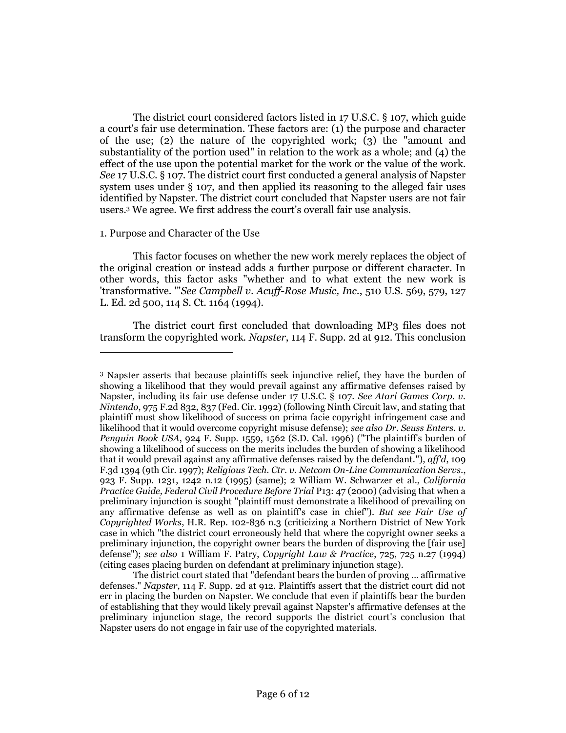The district court considered factors listed in 17 U.S.C. § 107, which guide a court's fair use determination. These factors are: (1) the purpose and character of the use; (2) the nature of the copyrighted work; (3) the "amount and substantiality of the portion used" in relation to the work as a whole; and (4) the effect of the use upon the potential market for the work or the value of the work. *See* 17 U.S.C. § 107. The district court first conducted a general analysis of Napster system uses under § 107, and then applied its reasoning to the alleged fair uses identified by Napster. The district court concluded that Napster users are not fair users.[3] We agree. We first address the court's overall fair use analysis.

1. Purpose and Character of the Use

This factor focuses on whether the new work merely replaces the object of the original creation or instead adds a further purpose or different character. In other words, this factor asks "whether and to what extent the new work is 'transformative.'"*See Campbell v. Acuff-Rose Music, Inc.*, 510 U.S. 569, 579, 127 L. Ed. 2d 500, 114 S. Ct. 1164 (1994).

The district court first concluded that downloading MP3 files does not transform the copyrighted work. *Napster*, 114 F. Supp. 2d at 912. This conclusion

---

[3] Napster asserts that because plaintiffs seek injunctive relief, they have the burden of showing a likelihood that they would prevail against any affirmative defenses raised by Napster, including its fair use defense under 17 U.S.C. § 107. *See Atari Games Corp. v. Nintendo*, 975 F.2d 832, 837 (Fed. Cir. 1992) (following Ninth Circuit law, and stating that plaintiff must show likelihood of success on prima facie copyright infringement case and likelihood that it would overcome copyright misuse defense); *see also Dr. Seuss Enters. v. Penguin Book USA*, 924 F. Supp. 1559, 1562 (S.D. Cal. 1996) ("The plaintiff's burden of showing a likelihood of success on the merits includes the burden of showing a likelihood that it would prevail against any affirmative defenses raised by the defendant."), *aff'd*, 109 F.3d 1394 (9th Cir. 1997); *Religious Tech. Ctr. v. Netcom On-Line Communication Servs.*, 923 F. Supp. 1231, 1242 n.12 (1995) (same); 2 William W. Schwarzer et al., *California Practice Guide, Federal Civil Procedure Before Trial* P13: 47 (2000) (advising that when a preliminary injunction is sought "plaintiff must demonstrate a likelihood of prevailing on any affirmative defense as well as on plaintiff's case in chief"). *But see Fair Use of Copyrighted Works*, H.R. Rep. 102-836 n.3 (criticizing a Northern District of New York case in which "the district court erroneously held that where the copyright owner seeks a preliminary injunction, the copyright owner bears the burden of disproving the [fair use] defense"); *see also* 1 William F. Patry, *Copyright Law & Practice*, 725, 725 n.27 (1994) (citing cases placing burden on defendant at preliminary injunction stage).

The district court stated that "defendant bears the burden of proving ... affirmative defenses." *Napster*, 114 F. Supp. 2d at 912. Plaintiffs assert that the district court did not err in placing the burden on Napster. We conclude that even if plaintiffs bear the burden of establishing that they would likely prevail against Napster's affirmative defenses at the preliminary injunction stage, the record supports the district court's conclusion that Napster users do not engage in fair use of the copyrighted materials.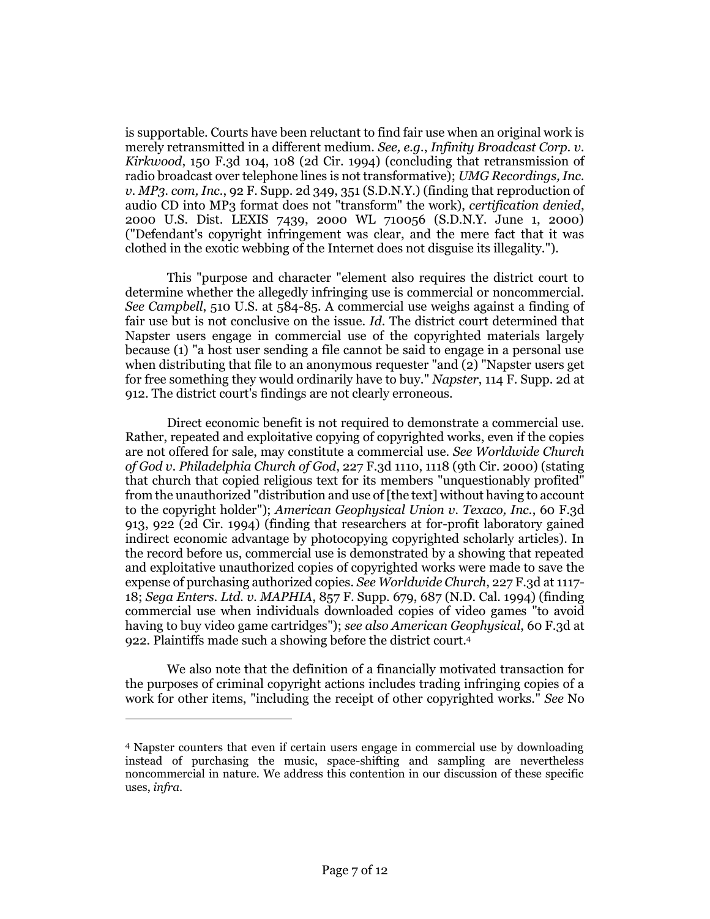is supportable. Courts have been reluctant to find fair use when an original work is merely retransmitted in a different medium. *See, e.g.*, *Infinity Broadcast Corp. v. Kirkwood*, 150 F.3d 104, 108 (2d Cir. 1994) (concluding that retransmission of radio broadcast over telephone lines is not transformative); *UMG Recordings, Inc. v. MP3. com, Inc.*, 92 F. Supp. 2d 349, 351 (S.D.N.Y.) (finding that reproduction of audio CD into MP3 format does not "transform" the work), *certification denied*, 2000 U.S. Dist. LEXIS 7439, 2000 WL 710056 (S.D.N.Y. June 1, 2000) ("Defendant's copyright infringement was clear, and the mere fact that it was clothed in the exotic webbing of the Internet does not disguise its illegality.").

This "purpose and character "element also requires the district court to determine whether the allegedly infringing use is commercial or noncommercial. *See Campbell*, 510 U.S. at 584-85. A commercial use weighs against a finding of fair use but is not conclusive on the issue. *Id*. The district court determined that Napster users engage in commercial use of the copyrighted materials largely because (1) "a host user sending a file cannot be said to engage in a personal use when distributing that file to an anonymous requester "and (2) "Napster users get for free something they would ordinarily have to buy." *Napster*, 114 F. Supp. 2d at 912. The district court's findings are not clearly erroneous.

Direct economic benefit is not required to demonstrate a commercial use. Rather, repeated and exploitative copying of copyrighted works, even if the copies are not offered for sale, may constitute a commercial use. *See Worldwide Church of God v. Philadelphia Church of God*, 227 F.3d 1110, 1118 (9th Cir. 2000) (stating that church that copied religious text for its members "unquestionably profited" from the unauthorized "distribution and use of [the text] without having to account to the copyright holder"); *American Geophysical Union v. Texaco, Inc.*, 60 F.3d 913, 922 (2d Cir. 1994) (finding that researchers at for-profit laboratory gained indirect economic advantage by photocopying copyrighted scholarly articles). In the record before us, commercial use is demonstrated by a showing that repeated and exploitative unauthorized copies of copyrighted works were made to save the expense of purchasing authorized copies. *See Worldwide Church*, 227 F.3d at 1117-18; *Sega Enters. Ltd. v. MAPHIA*, 857 F. Supp. 679, 687 (N.D. Cal. 1994) (finding commercial use when individuals downloaded copies of video games "to avoid having to buy video game cartridges"); *see also American Geophysical*, 60 F.3d at 922. Plaintiffs made such a showing before the district court.[4]

We also note that the definition of a financially motivated transaction for the purposes of criminal copyright actions includes trading infringing copies of a work for other items, "including the receipt of other copyrighted works." *See* No

---

[4] Napster counters that even if certain users engage in commercial use by downloading instead of purchasing the music, space-shifting and sampling are nevertheless noncommercial in nature. We address this contention in our discussion of these specific uses, *infra*.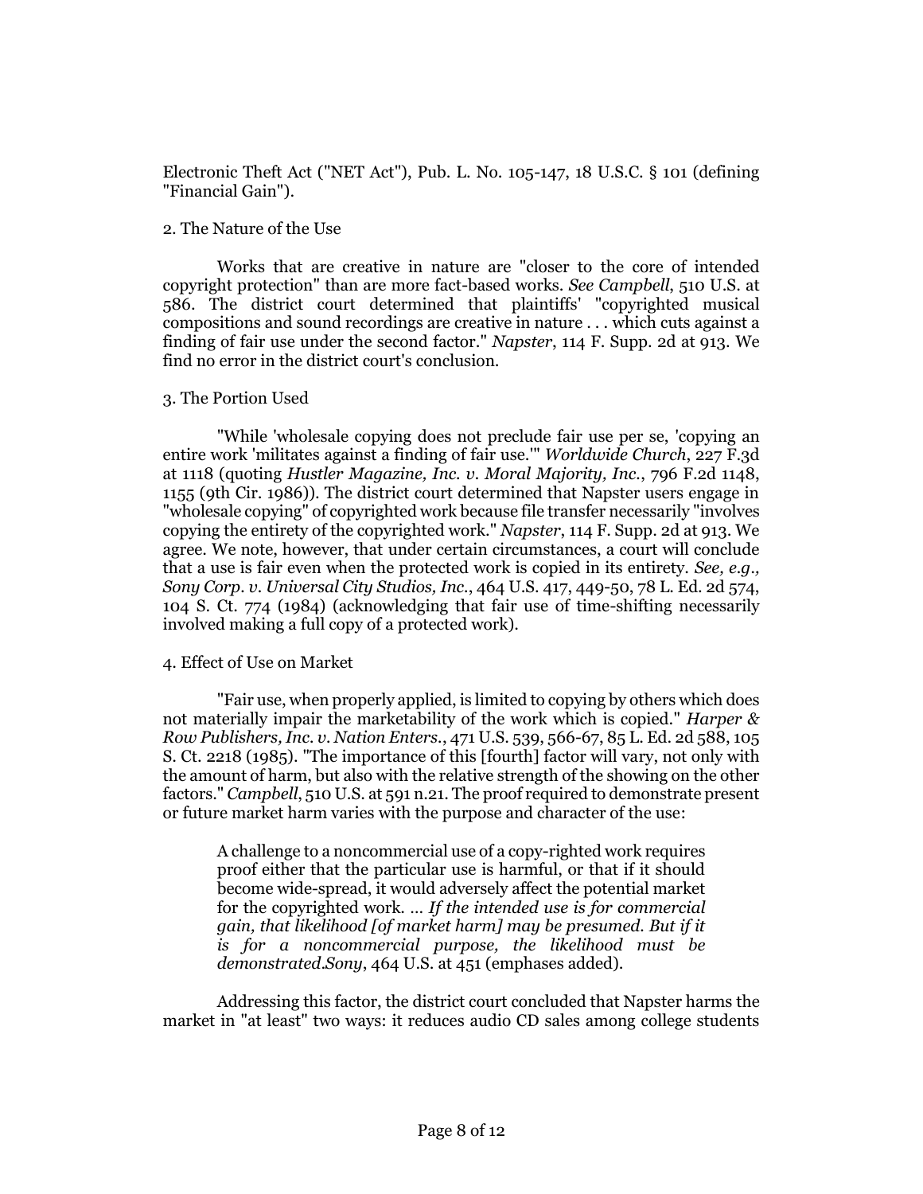Electronic Theft Act ("NET Act"), Pub. L. No. 105-147, 18 U.S.C. § 101 (defining "Financial Gain").

2. The Nature of the Use

Works that are creative in nature are "closer to the core of intended copyright protection" than are more fact-based works. *See Campbell*, 510 U.S. at 586. The district court determined that plaintiffs' "copyrighted musical compositions and sound recordings are creative in nature . . . which cuts against a finding of fair use under the second factor." *Napster*, 114 F. Supp. 2d at 913. We find no error in the district court's conclusion.

3. The Portion Used

"While 'wholesale copying does not preclude fair use per se, 'copying an entire work 'militates against a finding of fair use.'" *Worldwide Church*, 227 F.3d at 1118 (quoting *Hustler Magazine, Inc. v. Moral Majority, Inc.*, 796 F.2d 1148, 1155 (9th Cir. 1986)). The district court determined that Napster users engage in "wholesale copying" of copyrighted work because file transfer necessarily "involves copying the entirety of the copyrighted work." *Napster*, 114 F. Supp. 2d at 913. We agree. We note, however, that under certain circumstances, a court will conclude that a use is fair even when the protected work is copied in its entirety. *See, e.g., Sony Corp. v. Universal City Studios, Inc.*, 464 U.S. 417, 449-50, 78 L. Ed. 2d 574, 104 S. Ct. 774 (1984) (acknowledging that fair use of time-shifting necessarily involved making a full copy of a protected work).

4. Effect of Use on Market

"Fair use, when properly applied, is limited to copying by others which does not materially impair the marketability of the work which is copied." *Harper & Row Publishers, Inc. v. Nation Enters.*, 471 U.S. 539, 566-67, 85 L. Ed. 2d 588, 105 S. Ct. 2218 (1985). "The importance of this [fourth] factor will vary, not only with the amount of harm, but also with the relative strength of the showing on the other factors." *Campbell*, 510 U.S. at 591 n.21. The proof required to demonstrate present or future market harm varies with the purpose and character of the use:

> A challenge to a noncommercial use of a copy-righted work requires proof either that the particular use is harmful, or that if it should become wide-spread, it would adversely affect the potential market for the copyrighted work. ... *If the intended use is for commercial gain, that likelihood [of market harm] may be presumed. But if it is for a noncommercial purpose, the likelihood must be demonstrated.Sony*, 464 U.S. at 451 (emphases added).

Addressing this factor, the district court concluded that Napster harms the market in "at least" two ways: it reduces audio CD sales among college students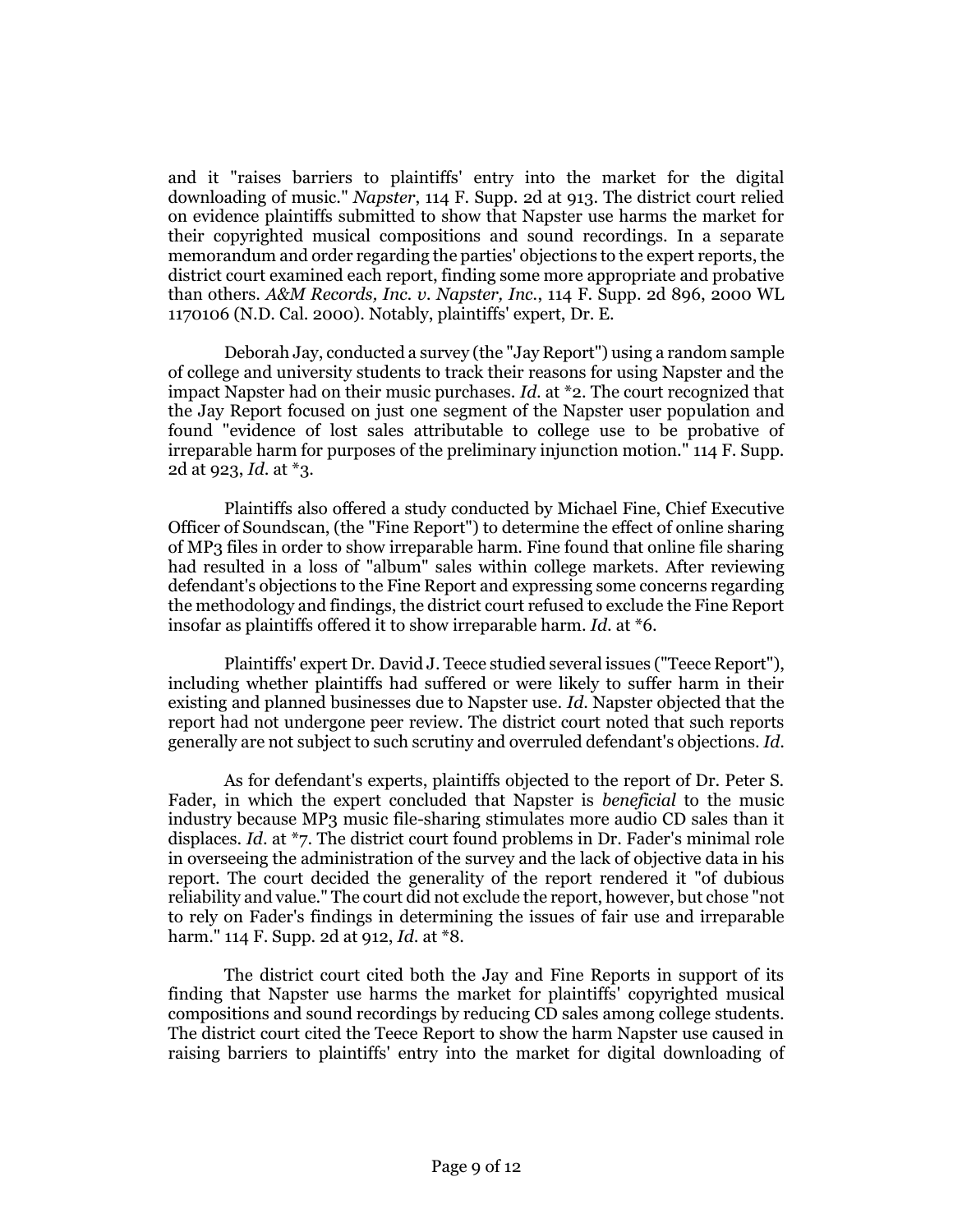and it "raises barriers to plaintiffs' entry into the market for the digital downloading of music." *Napster*, 114 F. Supp. 2d at 913. The district court relied on evidence plaintiffs submitted to show that Napster use harms the market for their copyrighted musical compositions and sound recordings. In a separate memorandum and order regarding the parties' objections to the expert reports, the district court examined each report, finding some more appropriate and probative than others. *A&M Records, Inc. v. Napster, Inc.*, 114 F. Supp. 2d 896, 2000 WL 1170106 (N.D. Cal. 2000). Notably, plaintiffs' expert, Dr. E.

Deborah Jay, conducted a survey (the "Jay Report") using a random sample of college and university students to track their reasons for using Napster and the impact Napster had on their music purchases. *Id.* at *2. The court recognized that the Jay Report focused on just one segment of the Napster user population and found "evidence of lost sales attributable to college use to be probative of irreparable harm for purposes of the preliminary injunction motion." 114 F. Supp. 2d at 923, *Id.* at *3.

Plaintiffs also offered a study conducted by Michael Fine, Chief Executive Officer of Soundscan, (the "Fine Report") to determine the effect of online sharing of MP3 files in order to show irreparable harm. Fine found that online file sharing had resulted in a loss of "album" sales within college markets. After reviewing defendant's objections to the Fine Report and expressing some concerns regarding the methodology and findings, the district court refused to exclude the Fine Report insofar as plaintiffs offered it to show irreparable harm. *Id.* at *6.

Plaintiffs' expert Dr. David J. Teece studied several issues ("Teece Report"), including whether plaintiffs had suffered or were likely to suffer harm in their existing and planned businesses due to Napster use. *Id.* Napster objected that the report had not undergone peer review. The district court noted that such reports generally are not subject to such scrutiny and overruled defendant's objections. *Id.*

As for defendant's experts, plaintiffs objected to the report of Dr. Peter S. Fader, in which the expert concluded that Napster is *beneficial* to the music industry because MP3 music file-sharing stimulates more audio CD sales than it displaces. *Id.* at *7. The district court found problems in Dr. Fader's minimal role in overseeing the administration of the survey and the lack of objective data in his report. The court decided the generality of the report rendered it "of dubious reliability and value." The court did not exclude the report, however, but chose "not to rely on Fader's findings in determining the issues of fair use and irreparable harm." 114 F. Supp. 2d at 912, *Id.* at *8.

The district court cited both the Jay and Fine Reports in support of its finding that Napster use harms the market for plaintiffs' copyrighted musical compositions and sound recordings by reducing CD sales among college students. The district court cited the Teece Report to show the harm Napster use caused in raising barriers to plaintiffs' entry into the market for digital downloading of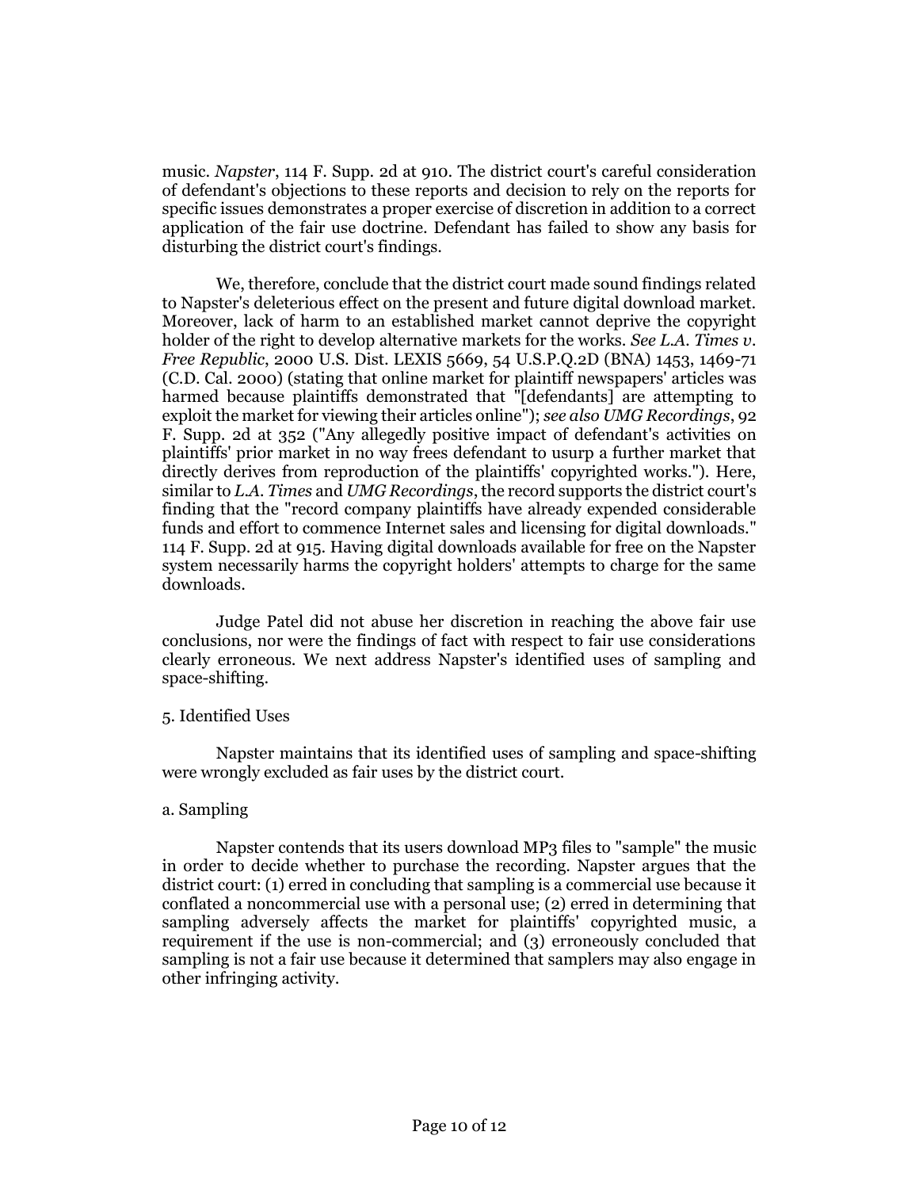music. *Napster*, 114 F. Supp. 2d at 910. The district court's careful consideration of defendant's objections to these reports and decision to rely on the reports for specific issues demonstrates a proper exercise of discretion in addition to a correct application of the fair use doctrine. Defendant has failed to show any basis for disturbing the district court's findings.

We, therefore, conclude that the district court made sound findings related to Napster's deleterious effect on the present and future digital download market. Moreover, lack of harm to an established market cannot deprive the copyright holder of the right to develop alternative markets for the works. *See L.A. Times v. Free Republic*, 2000 U.S. Dist. LEXIS 5669, 54 U.S.P.Q.2D (BNA) 1453, 1469-71 (C.D. Cal. 2000) (stating that online market for plaintiff newspapers' articles was harmed because plaintiffs demonstrated that "[defendants] are attempting to exploit the market for viewing their articles online"); *see also UMG Recordings*, 92 F. Supp. 2d at 352 ("Any allegedly positive impact of defendant's activities on plaintiffs' prior market in no way frees defendant to usurp a further market that directly derives from reproduction of the plaintiffs' copyrighted works."). Here, similar to *L.A. Times* and *UMG Recordings*, the record supports the district court's finding that the "record company plaintiffs have already expended considerable funds and effort to commence Internet sales and licensing for digital downloads." 114 F. Supp. 2d at 915. Having digital downloads available for free on the Napster system necessarily harms the copyright holders' attempts to charge for the same downloads.

Judge Patel did not abuse her discretion in reaching the above fair use conclusions, nor were the findings of fact with respect to fair use considerations clearly erroneous. We next address Napster's identified uses of sampling and space-shifting.

5. Identified Uses

Napster maintains that its identified uses of sampling and space-shifting were wrongly excluded as fair uses by the district court.

a. Sampling

Napster contends that its users download MP3 files to "sample" the music in order to decide whether to purchase the recording. Napster argues that the district court: (1) erred in concluding that sampling is a commercial use because it conflated a noncommercial use with a personal use; (2) erred in determining that sampling adversely affects the market for plaintiffs' copyrighted music, a requirement if the use is non-commercial; and (3) erroneously concluded that sampling is not a fair use because it determined that samplers may also engage in other infringing activity.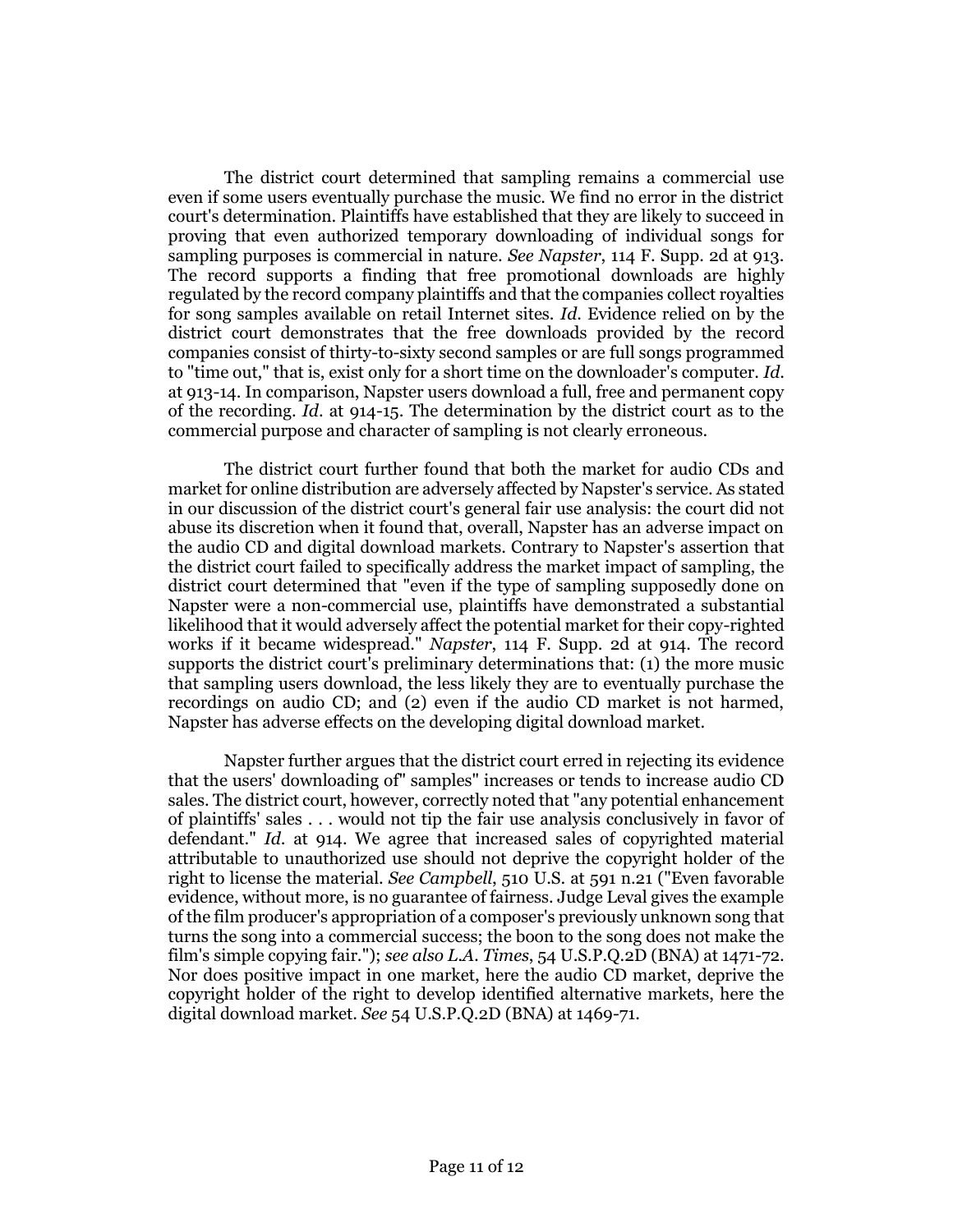The district court determined that sampling remains a commercial use even if some users eventually purchase the music. We find no error in the district court's determination. Plaintiffs have established that they are likely to succeed in proving that even authorized temporary downloading of individual songs for sampling purposes is commercial in nature. *See Napster*, 114 F. Supp. 2d at 913. The record supports a finding that free promotional downloads are highly regulated by the record company plaintiffs and that the companies collect royalties for song samples available on retail Internet sites. *Id.* Evidence relied on by the district court demonstrates that the free downloads provided by the record companies consist of thirty-to-sixty second samples or are full songs programmed to "time out," that is, exist only for a short time on the downloader's computer. *Id.* at 913-14. In comparison, Napster users download a full, free and permanent copy of the recording. *Id.* at 914-15. The determination by the district court as to the commercial purpose and character of sampling is not clearly erroneous.

The district court further found that both the market for audio CDs and market for online distribution are adversely affected by Napster's service. As stated in our discussion of the district court's general fair use analysis: the court did not abuse its discretion when it found that, overall, Napster has an adverse impact on the audio CD and digital download markets. Contrary to Napster's assertion that the district court failed to specifically address the market impact of sampling, the district court determined that "even if the type of sampling supposedly done on Napster were a non-commercial use, plaintiffs have demonstrated a substantial likelihood that it would adversely affect the potential market for their copy-righted works if it became widespread." *Napster*, 114 F. Supp. 2d at 914. The record supports the district court's preliminary determinations that: (1) the more music that sampling users download, the less likely they are to eventually purchase the recordings on audio CD; and (2) even if the audio CD market is not harmed, Napster has adverse effects on the developing digital download market.

Napster further argues that the district court erred in rejecting its evidence that the users' downloading of" samples" increases or tends to increase audio CD sales. The district court, however, correctly noted that "any potential enhancement of plaintiffs' sales . . . would not tip the fair use analysis conclusively in favor of defendant." *Id.* at 914. We agree that increased sales of copyrighted material attributable to unauthorized use should not deprive the copyright holder of the right to license the material. *See Campbell*, 510 U.S. at 591 n.21 ("Even favorable evidence, without more, is no guarantee of fairness. Judge Leval gives the example of the film producer's appropriation of a composer's previously unknown song that turns the song into a commercial success; the boon to the song does not make the film's simple copying fair."); *see also L.A. Times*, 54 U.S.P.Q.2D (BNA) at 1471-72. Nor does positive impact in one market, here the audio CD market, deprive the copyright holder of the right to develop identified alternative markets, here the digital download market. *See* 54 U.S.P.Q.2D (BNA) at 1469-71.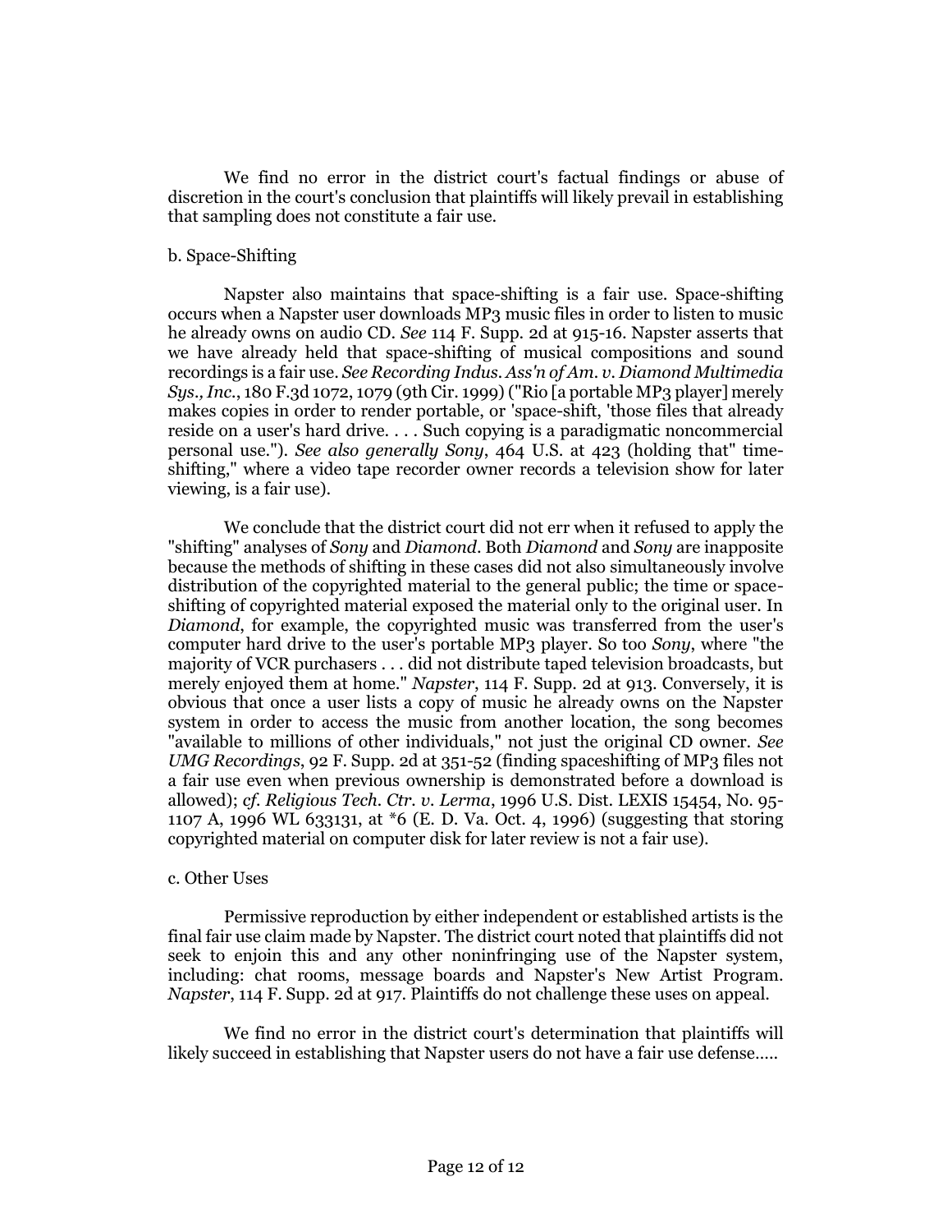We find no error in the district court's factual findings or abuse of discretion in the court's conclusion that plaintiffs will likely prevail in establishing that sampling does not constitute a fair use.

b. Space-Shifting

Napster also maintains that space-shifting is a fair use. Space-shifting occurs when a Napster user downloads MP3 music files in order to listen to music he already owns on audio CD. *See* 114 F. Supp. 2d at 915-16. Napster asserts that we have already held that space-shifting of musical compositions and sound recordings is a fair use. *See Recording Indus. Ass'n of Am. v. Diamond Multimedia Sys., Inc.*, 180 F.3d 1072, 1079 (9th Cir. 1999) ("Rio [a portable MP3 player] merely makes copies in order to render portable, or 'space-shift, 'those files that already reside on a user's hard drive. . . . Such copying is a paradigmatic noncommercial personal use."). *See also generally Sony*, 464 U.S. at 423 (holding that" time-shifting," where a video tape recorder owner records a television show for later viewing, is a fair use).

We conclude that the district court did not err when it refused to apply the "shifting" analyses of *Sony* and *Diamond*. Both *Diamond* and *Sony* are inapposite because the methods of shifting in these cases did not also simultaneously involve distribution of the copyrighted material to the general public; the time or space-shifting of copyrighted material exposed the material only to the original user. In *Diamond*, for example, the copyrighted music was transferred from the user's computer hard drive to the user's portable MP3 player. So too *Sony*, where "the majority of VCR purchasers . . . did not distribute taped television broadcasts, but merely enjoyed them at home." *Napster*, 114 F. Supp. 2d at 913. Conversely, it is obvious that once a user lists a copy of music he already owns on the Napster system in order to access the music from another location, the song becomes "available to millions of other individuals," not just the original CD owner. *See UMG Recordings*, 92 F. Supp. 2d at 351-52 (finding spaceshifting of MP3 files not a fair use even when previous ownership is demonstrated before a download is allowed); *cf. Religious Tech. Ctr. v. Lerma*, 1996 U.S. Dist. LEXIS 15454, No. 95-1107 A, 1996 WL 633131, at *6 (E. D. Va. Oct. 4, 1996) (suggesting that storing copyrighted material on computer disk for later review is not a fair use).

c. Other Uses

Permissive reproduction by either independent or established artists is the final fair use claim made by Napster. The district court noted that plaintiffs did not seek to enjoin this and any other noninfringing use of the Napster system, including: chat rooms, message boards and Napster's New Artist Program. *Napster*, 114 F. Supp. 2d at 917. Plaintiffs do not challenge these uses on appeal.

We find no error in the district court's determination that plaintiffs will likely succeed in establishing that Napster users do not have a fair use defense.....